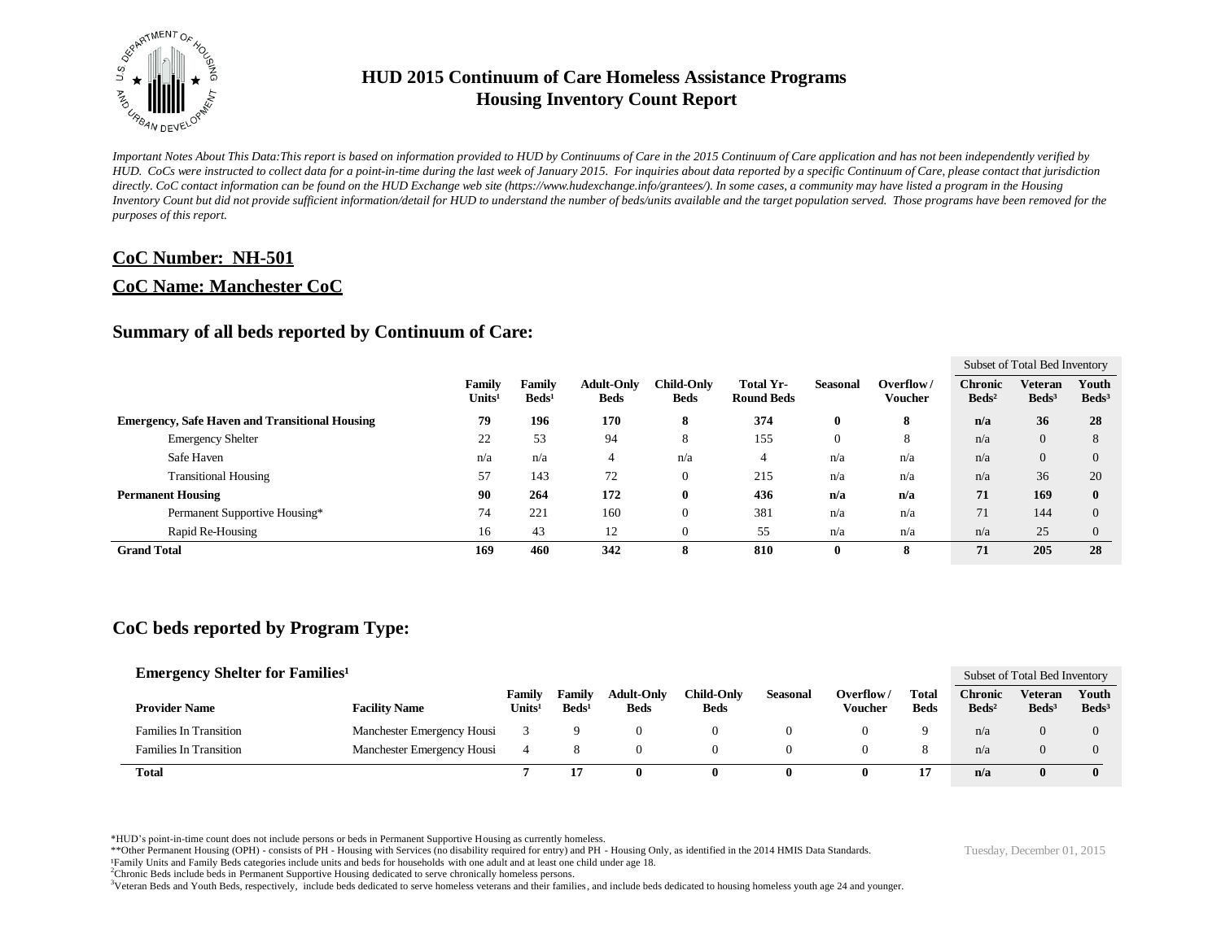# HUD 2015 Continuum of Care Homeless Assistance Programs
# Housing Inventory Count Report

*Important Notes About This Data:This report is based on information provided to HUD by Continuums of Care in the 2015 Continuum of Care application and has not been independently verified by HUD. CoCs were instructed to collect data for a point-in-time during the last week of January 2015. For inquiries about data reported by a specific Continuum of Care, please contact that jurisdiction directly. CoC contact information can be found on the HUD Exchange web site (https://www.hudexchange.info/grantees/). In some cases, a community may have listed a program in the Housing Inventory Count but did not provide sufficient information/detail for HUD to understand the number of beds/units available and the target population served. Those programs have been removed for the purposes of this report.*

## CoC Number: NH-501

## CoC Name: Manchester CoC

## Summary of all beds reported by Continuum of Care:

| | Family Units[1] | Family Beds[1] | Adult-Only Beds | Child-Only Beds | Total Yr-Round Beds | Seasonal | Overflow / Voucher | Subset of Total Bed Inventory: Chronic Beds[2] | Veteran Beds[3] | Youth Beds[3] |
|---|---|---|---|---|---|---|---|---|---|---|
| **Emergency, Safe Haven and Transitional Housing** | **79** | **196** | **170** | **8** | **374** | **0** | **8** | **n/a** | **36** | **28** |
| Emergency Shelter | 22 | 53 | 94 | 8 | 155 | 0 | 8 | n/a | 0 | 8 |
| Safe Haven | n/a | n/a | 4 | n/a | 4 | n/a | n/a | n/a | 0 | 0 |
| Transitional Housing | 57 | 143 | 72 | 0 | 215 | n/a | n/a | n/a | 36 | 20 |
| **Permanent Housing** | **90** | **264** | **172** | **0** | **436** | **n/a** | **n/a** | **71** | **169** | **0** |
| Permanent Supportive Housing* | 74 | 221 | 160 | 0 | 381 | n/a | n/a | 71 | 144 | 0 |
| Rapid Re-Housing | 16 | 43 | 12 | 0 | 55 | n/a | n/a | n/a | 25 | 0 |
| **Grand Total** | **169** | **460** | **342** | **8** | **810** | **0** | **8** | **71** | **205** | **28** |

## CoC beds reported by Program Type:

### Emergency Shelter for Families[1]

| Provider Name | Facility Name | Family Units[1] | Family Beds[1] | Adult-Only Beds | Child-Only Beds | Seasonal | Overflow / Voucher | Total Beds | Subset of Total Bed Inventory: Chronic Beds[2] | Veteran Beds[3] | Youth Beds[3] |
|---|---|---|---|---|---|---|---|---|---|---|---|
| Families In Transition | Manchester Emergency Housi | 3 | 9 | 0 | 0 | 0 | 0 | 9 | n/a | 0 | 0 |
| Families In Transition | Manchester Emergency Housi | 4 | 8 | 0 | 0 | 0 | 0 | 8 | n/a | 0 | 0 |
| **Total** | | **7** | **17** | **0** | **0** | **0** | **0** | **17** | **n/a** | **0** | **0** |

*HUD's point-in-time count does not include persons or beds in Permanent Supportive Housing as currently homeless.
**Other Permanent Housing (OPH) - consists of PH - Housing with Services (no disability required for entry) and PH - Housing Only, as identified in the 2014 HMIS Data Standards.
[1]Family Units and Family Beds categories include units and beds for households with one adult and at least one child under age 18.
[2]Chronic Beds include beds in Permanent Supportive Housing dedicated to serve chronically homeless persons.
[3]Veteran Beds and Youth Beds, respectively, include beds dedicated to serve homeless veterans and their families, and include beds dedicated to housing homeless youth age 24 and younger.

Tuesday, December 01, 2015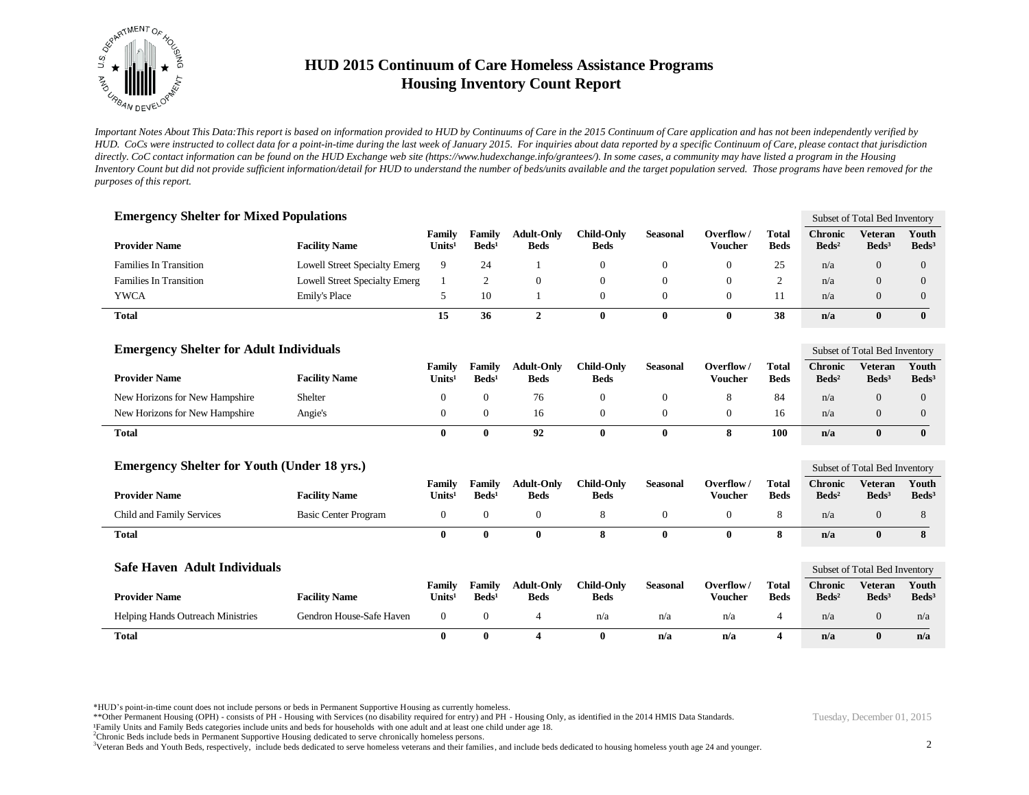# HUD 2015 Continuum of Care Homeless Assistance Programs
# Housing Inventory Count Report

*Important Notes About This Data:This report is based on information provided to HUD by Continuums of Care in the 2015 Continuum of Care application and has not been independently verified by HUD. CoCs were instructed to collect data for a point-in-time during the last week of January 2015. For inquiries about data reported by a specific Continuum of Care, please contact that jurisdiction directly. CoC contact information can be found on the HUD Exchange web site (https://www.hudexchange.info/grantees/). In some cases, a community may have listed a program in the Housing Inventory Count but did not provide sufficient information/detail for HUD to understand the number of beds/units available and the target population served. Those programs have been removed for the purposes of this report.*

## Emergency Shelter for Mixed Populations

| Provider Name | Facility Name | Family Units[1] | Family Beds[1] | Adult-Only Beds | Child-Only Beds | Seasonal | Overflow / Voucher | Total Beds | Subset of Total Bed Inventory: Chronic Beds[2] | Veteran Beds[3] | Youth Beds[3] |
|---|---|---|---|---|---|---|---|---|---|---|---|
| Families In Transition | Lowell Street Specialty Emerg | 9 | 24 | 1 | 0 | 0 | 0 | 25 | n/a | 0 | 0 |
| Families In Transition | Lowell Street Specialty Emerg | 1 | 2 | 0 | 0 | 0 | 0 | 2 | n/a | 0 | 0 |
| YWCA | Emily's Place | 5 | 10 | 1 | 0 | 0 | 0 | 11 | n/a | 0 | 0 |
| **Total** | | **15** | **36** | **2** | **0** | **0** | **0** | **38** | **n/a** | **0** | **0** |

## Emergency Shelter for Adult Individuals

| Provider Name | Facility Name | Family Units[1] | Family Beds[1] | Adult-Only Beds | Child-Only Beds | Seasonal | Overflow / Voucher | Total Beds | Subset of Total Bed Inventory: Chronic Beds[2] | Veteran Beds[3] | Youth Beds[3] |
|---|---|---|---|---|---|---|---|---|---|---|---|
| New Horizons for New Hampshire | Shelter | 0 | 0 | 76 | 0 | 0 | 8 | 84 | n/a | 0 | 0 |
| New Horizons for New Hampshire | Angie's | 0 | 0 | 16 | 0 | 0 | 0 | 16 | n/a | 0 | 0 |
| **Total** | | **0** | **0** | **92** | **0** | **0** | **8** | **100** | **n/a** | **0** | **0** |

## Emergency Shelter for Youth (Under 18 yrs.)

| Provider Name | Facility Name | Family Units[1] | Family Beds[1] | Adult-Only Beds | Child-Only Beds | Seasonal | Overflow / Voucher | Total Beds | Subset of Total Bed Inventory: Chronic Beds[2] | Veteran Beds[3] | Youth Beds[3] |
|---|---|---|---|---|---|---|---|---|---|---|---|
| Child and Family Services | Basic Center Program | 0 | 0 | 0 | 8 | 0 | 0 | 8 | n/a | 0 | 8 |
| **Total** | | **0** | **0** | **0** | **8** | **0** | **0** | **8** | **n/a** | **0** | **8** |

## Safe Haven Adult Individuals

| Provider Name | Facility Name | Family Units[1] | Family Beds[1] | Adult-Only Beds | Child-Only Beds | Seasonal | Overflow / Voucher | Total Beds | Subset of Total Bed Inventory: Chronic Beds[2] | Veteran Beds[3] | Youth Beds[3] |
|---|---|---|---|---|---|---|---|---|---|---|---|
| Helping Hands Outreach Ministries | Gendron House-Safe Haven | 0 | 0 | 4 | n/a | n/a | n/a | 4 | n/a | 0 | n/a |
| **Total** | | **0** | **0** | **4** | **0** | **n/a** | **n/a** | **4** | **n/a** | **0** | **n/a** |

*HUD's point-in-time count does not include persons or beds in Permanent Supportive Housing as currently homeless.
**Other Permanent Housing (OPH) - consists of PH - Housing with Services (no disability required for entry) and PH - Housing Only, as identified in the 2014 HMIS Data Standards.
[1]Family Units and Family Beds categories include units and beds for households with one adult and at least one child under age 18.
[2]Chronic Beds include beds in Permanent Supportive Housing dedicated to serve chronically homeless persons.
[3]Veteran Beds and Youth Beds, respectively, include beds dedicated to serve homeless veterans and their families, and include beds dedicated to housing homeless youth age 24 and younger.

Tuesday, December 01, 2015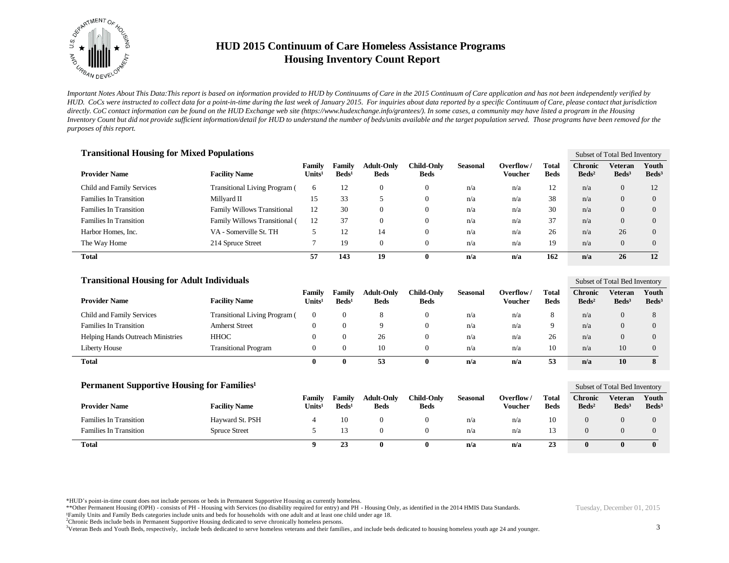# HUD 2015 Continuum of Care Homeless Assistance Programs
## Housing Inventory Count Report

*Important Notes About This Data:This report is based on information provided to HUD by Continuums of Care in the 2015 Continuum of Care application and has not been independently verified by HUD. CoCs were instructed to collect data for a point-in-time during the last week of January 2015. For inquiries about data reported by a specific Continuum of Care, please contact that jurisdiction directly. CoC contact information can be found on the HUD Exchange web site (https://www.hudexchange.info/grantees/). In some cases, a community may have listed a program in the Housing Inventory Count but did not provide sufficient information/detail for HUD to understand the number of beds/units available and the target population served. Those programs have been removed for the purposes of this report.*

### Transitional Housing for Mixed Populations

| Provider Name | Facility Name | Family Units[1] | Family Beds[1] | Adult-Only Beds | Child-Only Beds | Seasonal | Overflow / Voucher | Total Beds | Subset of Total Bed Inventory: Chronic Beds[2] | Veteran Beds[3] | Youth Beds[3] |
|---|---|---|---|---|---|---|---|---|---|---|---|
| Child and Family Services | Transitional Living Program ( | 6 | 12 | 0 | 0 | n/a | n/a | 12 | n/a | 0 | 12 |
| Families In Transition | Millyard II | 15 | 33 | 5 | 0 | n/a | n/a | 38 | n/a | 0 | 0 |
| Families In Transition | Family Willows Transitional | 12 | 30 | 0 | 0 | n/a | n/a | 30 | n/a | 0 | 0 |
| Families In Transition | Family Willows Transitional ( | 12 | 37 | 0 | 0 | n/a | n/a | 37 | n/a | 0 | 0 |
| Harbor Homes, Inc. | VA - Somerville St. TH | 5 | 12 | 14 | 0 | n/a | n/a | 26 | n/a | 26 | 0 |
| The Way Home | 214 Spruce Street | 7 | 19 | 0 | 0 | n/a | n/a | 19 | n/a | 0 | 0 |
| **Total** | | **57** | **143** | **19** | **0** | **n/a** | **n/a** | **162** | **n/a** | **26** | **12** |

### Transitional Housing for Adult Individuals

| Provider Name | Facility Name | Family Units[1] | Family Beds[1] | Adult-Only Beds | Child-Only Beds | Seasonal | Overflow / Voucher | Total Beds | Subset of Total Bed Inventory: Chronic Beds[2] | Veteran Beds[3] | Youth Beds[3] |
|---|---|---|---|---|---|---|---|---|---|---|---|
| Child and Family Services | Transitional Living Program ( | 0 | 0 | 8 | 0 | n/a | n/a | 8 | n/a | 0 | 8 |
| Families In Transition | Amherst Street | 0 | 0 | 9 | 0 | n/a | n/a | 9 | n/a | 0 | 0 |
| Helping Hands Outreach Ministries | HHOC | 0 | 0 | 26 | 0 | n/a | n/a | 26 | n/a | 0 | 0 |
| Liberty House | Transitional Program | 0 | 0 | 10 | 0 | n/a | n/a | 10 | n/a | 10 | 0 |
| **Total** | | **0** | **0** | **53** | **0** | **n/a** | **n/a** | **53** | **n/a** | **10** | **8** |

### Permanent Supportive Housing for Families[1]

| Provider Name | Facility Name | Family Units[1] | Family Beds[1] | Adult-Only Beds | Child-Only Beds | Seasonal | Overflow / Voucher | Total Beds | Subset of Total Bed Inventory: Chronic Beds[2] | Veteran Beds[3] | Youth Beds[3] |
|---|---|---|---|---|---|---|---|---|---|---|---|
| Families In Transition | Hayward St. PSH | 4 | 10 | 0 | 0 | n/a | n/a | 10 | 0 | 0 | 0 |
| Families In Transition | Spruce Street | 5 | 13 | 0 | 0 | n/a | n/a | 13 | 0 | 0 | 0 |
| **Total** | | **9** | **23** | **0** | **0** | **n/a** | **n/a** | **23** | **0** | **0** | **0** |

*HUD's point-in-time count does not include persons or beds in Permanent Supportive Housing as currently homeless.

**Other Permanent Housing (OPH) - consists of PH - Housing with Services (no disability required for entry) and PH - Housing Only, as identified in the 2014 HMIS Data Standards.

[1]Family Units and Family Beds categories include units and beds for households with one adult and at least one child under age 18.

[2]Chronic Beds include beds in Permanent Supportive Housing dedicated to serve chronically homeless persons.

[3]Veteran Beds and Youth Beds, respectively, include beds dedicated to serve homeless veterans and their families, and include beds dedicated to housing homeless youth age 24 and younger.

Tuesday, December 01, 2015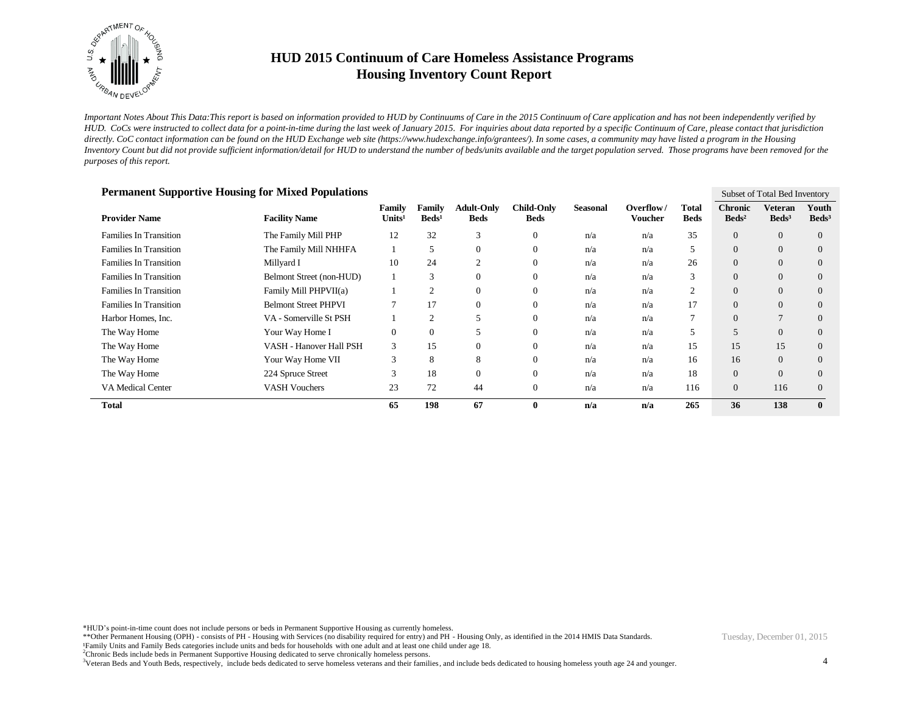# HUD 2015 Continuum of Care Homeless Assistance Programs
# Housing Inventory Count Report

*Important Notes About This Data:This report is based on information provided to HUD by Continuums of Care in the 2015 Continuum of Care application and has not been independently verified by HUD. CoCs were instructed to collect data for a point-in-time during the last week of January 2015. For inquiries about data reported by a specific Continuum of Care, please contact that jurisdiction directly. CoC contact information can be found on the HUD Exchange web site (https://www.hudexchange.info/grantees/). In some cases, a community may have listed a program in the Housing Inventory Count but did not provide sufficient information/detail for HUD to understand the number of beds/units available and the target population served. Those programs have been removed for the purposes of this report.*

## Permanent Supportive Housing for Mixed Populations

| | | | | | | | | | Subset of Total Bed Inventory | | |
|---|---|---|---|---|---|---|---|---|---|---|---|
| **Provider Name** | **Facility Name** | **Family Units[1]** | **Family Beds[1]** | **Adult-Only Beds** | **Child-Only Beds** | **Seasonal** | **Overflow / Voucher** | **Total Beds** | **Chronic Beds[2]** | **Veteran Beds[3]** | **Youth Beds[3]** |
| Families In Transition | The Family Mill PHP | 12 | 32 | 3 | 0 | n/a | n/a | 35 | 0 | 0 | 0 |
| Families In Transition | The Family Mill NHHFA | 1 | 5 | 0 | 0 | n/a | n/a | 5 | 0 | 0 | 0 |
| Families In Transition | Millyard I | 10 | 24 | 2 | 0 | n/a | n/a | 26 | 0 | 0 | 0 |
| Families In Transition | Belmont Street (non-HUD) | 1 | 3 | 0 | 0 | n/a | n/a | 3 | 0 | 0 | 0 |
| Families In Transition | Family Mill PHPVII(a) | 1 | 2 | 0 | 0 | n/a | n/a | 2 | 0 | 0 | 0 |
| Families In Transition | Belmont Street PHPVI | 7 | 17 | 0 | 0 | n/a | n/a | 17 | 0 | 0 | 0 |
| Harbor Homes, Inc. | VA - Somerville St PSH | 1 | 2 | 5 | 0 | n/a | n/a | 7 | 0 | 7 | 0 |
| The Way Home | Your Way Home I | 0 | 0 | 5 | 0 | n/a | n/a | 5 | 5 | 0 | 0 |
| The Way Home | VASH - Hanover Hall PSH | 3 | 15 | 0 | 0 | n/a | n/a | 15 | 15 | 15 | 0 |
| The Way Home | Your Way Home VII | 3 | 8 | 8 | 0 | n/a | n/a | 16 | 16 | 0 | 0 |
| The Way Home | 224 Spruce Street | 3 | 18 | 0 | 0 | n/a | n/a | 18 | 0 | 0 | 0 |
| VA Medical Center | VASH Vouchers | 23 | 72 | 44 | 0 | n/a | n/a | 116 | 0 | 116 | 0 |
| **Total** | | **65** | **198** | **67** | **0** | **n/a** | **n/a** | **265** | **36** | **138** | **0** |

*HUD's point-in-time count does not include persons or beds in Permanent Supportive Housing as currently homeless.
**Other Permanent Housing (OPH) - consists of PH - Housing with Services (no disability required for entry) and PH - Housing Only, as identified in the 2014 HMIS Data Standards.
[1]Family Units and Family Beds categories include units and beds for households with one adult and at least one child under age 18.
[2]Chronic Beds include beds in Permanent Supportive Housing dedicated to serve chronically homeless persons.
[3]Veteran Beds and Youth Beds, respectively, include beds dedicated to serve homeless veterans and their families, and include beds dedicated to housing homeless youth age 24 and younger.

Tuesday, December 01, 2015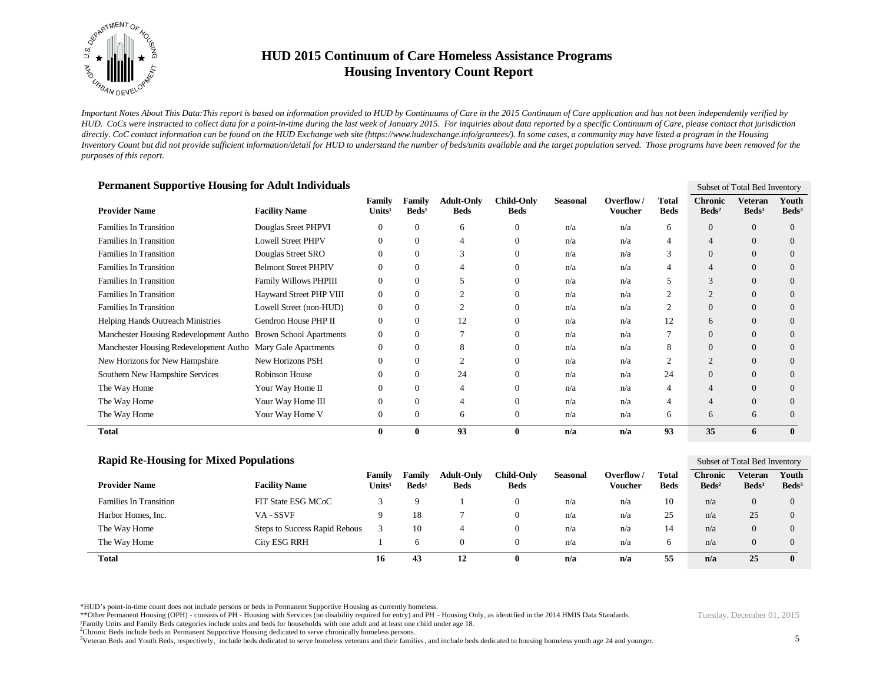# HUD 2015 Continuum of Care Homeless Assistance Programs
# Housing Inventory Count Report

*Important Notes About This Data:This report is based on information provided to HUD by Continuums of Care in the 2015 Continuum of Care application and has not been independently verified by HUD. CoCs were instructed to collect data for a point-in-time during the last week of January 2015. For inquiries about data reported by a specific Continuum of Care, please contact that jurisdiction directly. CoC contact information can be found on the HUD Exchange web site (https://www.hudexchange.info/grantees/). In some cases, a community may have listed a program in the Housing Inventory Count but did not provide sufficient information/detail for HUD to understand the number of beds/units available and the target population served. Those programs have been removed for the purposes of this report.*

## Permanent Supportive Housing for Adult Individuals

| | | | | | | | | | Subset of Total Bed Inventory | | |
|---|---|---|---|---|---|---|---|---|---|---|---|
| **Provider Name** | **Facility Name** | **Family Units[1]** | **Family Beds[1]** | **Adult-Only Beds** | **Child-Only Beds** | **Seasonal** | **Overflow / Voucher** | **Total Beds** | **Chronic Beds[2]** | **Veteran Beds[3]** | **Youth Beds[3]** |
| Families In Transition | Douglas Sreet PHPVI | 0 | 0 | 6 | 0 | n/a | n/a | 6 | 0 | 0 | 0 |
| Families In Transition | Lowell Street PHPV | 0 | 0 | 4 | 0 | n/a | n/a | 4 | 4 | 0 | 0 |
| Families In Transition | Douglas Street SRO | 0 | 0 | 3 | 0 | n/a | n/a | 3 | 0 | 0 | 0 |
| Families In Transition | Belmont Street PHPIV | 0 | 0 | 4 | 0 | n/a | n/a | 4 | 4 | 0 | 0 |
| Families In Transition | Family Willows PHPIII | 0 | 0 | 5 | 0 | n/a | n/a | 5 | 3 | 0 | 0 |
| Families In Transition | Hayward Street PHP VIII | 0 | 0 | 2 | 0 | n/a | n/a | 2 | 2 | 0 | 0 |
| Families In Transition | Lowell Street (non-HUD) | 0 | 0 | 2 | 0 | n/a | n/a | 2 | 0 | 0 | 0 |
| Helping Hands Outreach Ministries | Gendron House PHP II | 0 | 0 | 12 | 0 | n/a | n/a | 12 | 6 | 0 | 0 |
| Manchester Housing Redevelopment Autho | Brown School Apartments | 0 | 0 | 7 | 0 | n/a | n/a | 7 | 0 | 0 | 0 |
| Manchester Housing Redevelopment Autho | Mary Gale Apartments | 0 | 0 | 8 | 0 | n/a | n/a | 8 | 0 | 0 | 0 |
| New Horizons for New Hampshire | New Horizons PSH | 0 | 0 | 2 | 0 | n/a | n/a | 2 | 2 | 0 | 0 |
| Southern New Hampshire Services | Robinson House | 0 | 0 | 24 | 0 | n/a | n/a | 24 | 0 | 0 | 0 |
| The Way Home | Your Way Home II | 0 | 0 | 4 | 0 | n/a | n/a | 4 | 4 | 0 | 0 |
| The Way Home | Your Way Home III | 0 | 0 | 4 | 0 | n/a | n/a | 4 | 4 | 0 | 0 |
| The Way Home | Your Way Home V | 0 | 0 | 6 | 0 | n/a | n/a | 6 | 6 | 6 | 0 |
| **Total** | | **0** | **0** | **93** | **0** | **n/a** | **n/a** | **93** | **35** | **6** | **0** |

## Rapid Re-Housing for Mixed Populations

| | | | | | | | | | Subset of Total Bed Inventory | | |
|---|---|---|---|---|---|---|---|---|---|---|---|
| **Provider Name** | **Facility Name** | **Family Units[1]** | **Family Beds[1]** | **Adult-Only Beds** | **Child-Only Beds** | **Seasonal** | **Overflow / Voucher** | **Total Beds** | **Chronic Beds[2]** | **Veteran Beds[3]** | **Youth Beds[3]** |
| Families In Transition | FIT State ESG MCoC | 3 | 9 | 1 | 0 | n/a | n/a | 10 | n/a | 0 | 0 |
| Harbor Homes, Inc. | VA - SSVF | 9 | 18 | 7 | 0 | n/a | n/a | 25 | n/a | 25 | 0 |
| The Way Home | Steps to Success Rapid Rehous | 3 | 10 | 4 | 0 | n/a | n/a | 14 | n/a | 0 | 0 |
| The Way Home | City ESG RRH | 1 | 6 | 0 | 0 | n/a | n/a | 6 | n/a | 0 | 0 |
| **Total** | | **16** | **43** | **12** | **0** | **n/a** | **n/a** | **55** | **n/a** | **25** | **0** |

*HUD's point-in-time count does not include persons or beds in Permanent Supportive Housing as currently homeless.
**Other Permanent Housing (OPH) - consists of PH - Housing with Services (no disability required for entry) and PH - Housing Only, as identified in the 2014 HMIS Data Standards.
[1]Family Units and Family Beds categories include units and beds for households with one adult and at least one child under age 18.
[2]Chronic Beds include beds in Permanent Supportive Housing dedicated to serve chronically homeless persons.
[3]Veteran Beds and Youth Beds, respectively, include beds dedicated to serve homeless veterans and their families, and include beds dedicated to housing homeless youth age 24 and younger.

Tuesday, December 01, 2015